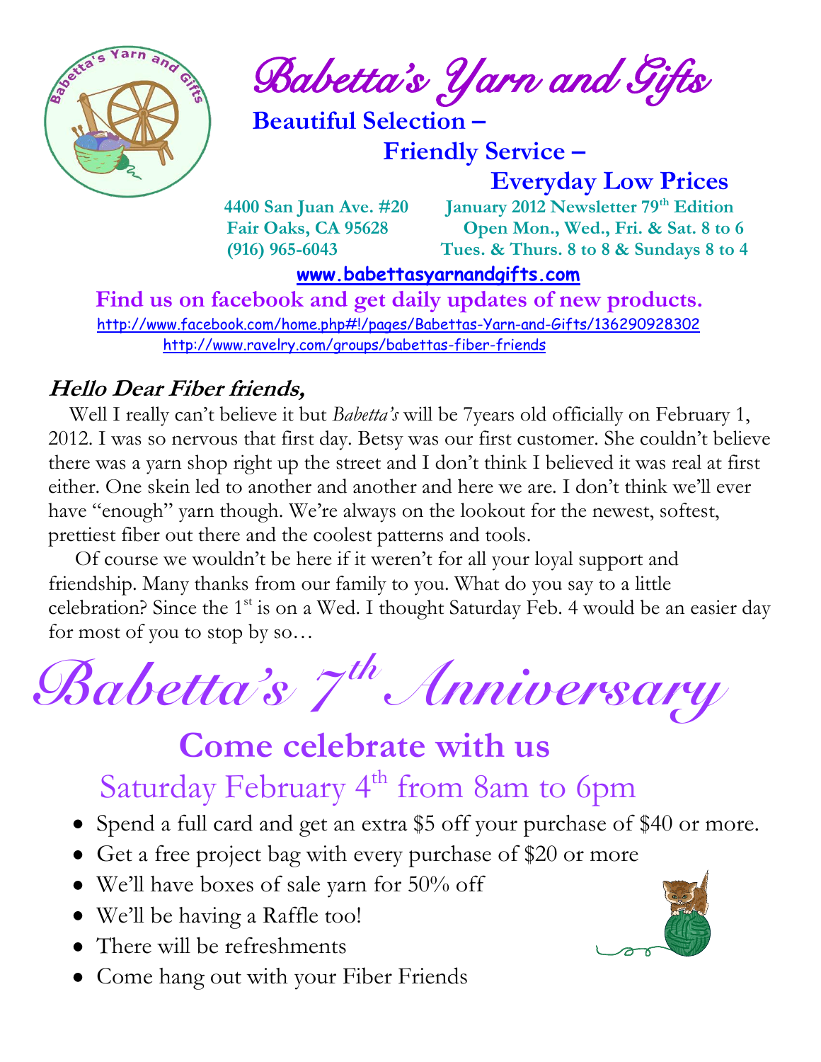# Babetta's Yarn and Gifts

**Beautiful Selection –**

**Friendly Service –**

**Everyday Low Prices**

**4400 San Juan Ave. #20**
**Fair Oaks, CA 95628**
**(916) 965-6043**

**January 2012 Newsletter 79th Edition**
**Open Mon., Wed., Fri. & Sat. 8 to 6**
**Tues. & Thurs. 8 to 8 & Sundays 8 to 4**

**www.babettasyarnandgifts.com**

**Find us on facebook and get daily updates of new products.**

http://www.facebook.com/home.php#!/pages/Babettas-Yarn-and-Gifts/136290928302

http://www.ravelry.com/groups/babettas-fiber-friends

## *Hello Dear Fiber friends,*

Well I really can't believe it but *Babetta's* will be 7years old officially on February 1, 2012. I was so nervous that first day. Betsy was our first customer. She couldn't believe there was a yarn shop right up the street and I don't think I believed it was real at first either. One skein led to another and another and here we are. I don't think we'll ever have "enough" yarn though. We're always on the lookout for the newest, softest, prettiest fiber out there and the coolest patterns and tools.

Of course we wouldn't be here if it weren't for all your loyal support and friendship. Many thanks from our family to you. What do you say to a little celebration? Since the 1st is on a Wed. I thought Saturday Feb. 4 would be an easier day for most of you to stop by so…

# Babetta's 7th Anniversary

## Come celebrate with us

### Saturday February 4th from 8am to 6pm

- Spend a full card and get an extra $5 off your purchase of $40 or more.
- Get a free project bag with every purchase of $20 or more
- We'll have boxes of sale yarn for 50% off
- We'll be having a Raffle too!
- There will be refreshments
- Come hang out with your Fiber Friends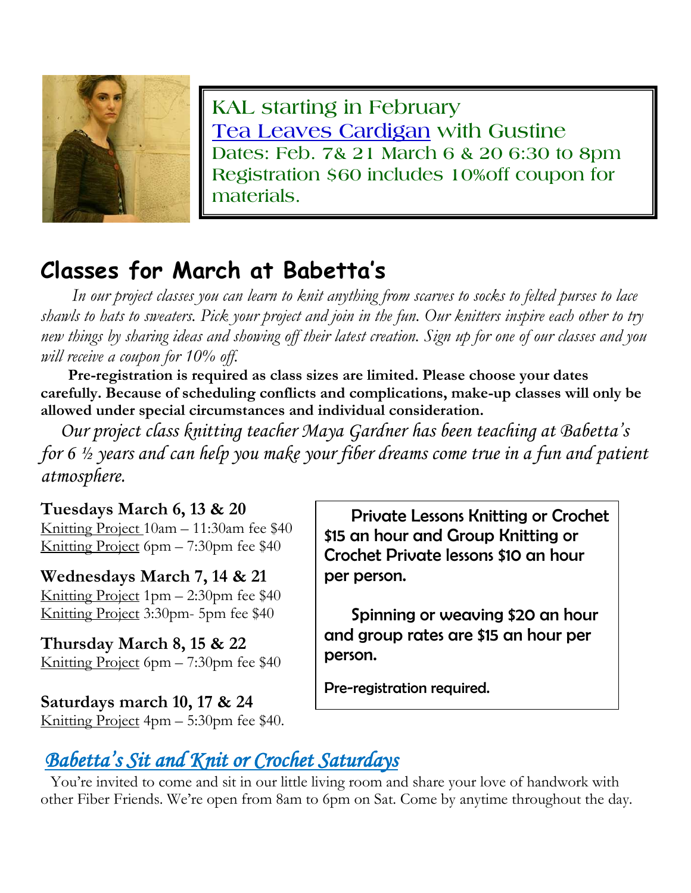KAL starting in February
[Tea Leaves Cardigan] with Gustine
Dates: Feb. 7& 21 March 6 & 20 6:30 to 8pm
Registration $60 includes 10%off coupon for materials.

## Classes for March at Babetta's

*In our project classes you can learn to knit anything from scarves to socks to felted purses to lace shawls to hats to sweaters. Pick your project and join in the fun. Our knitters inspire each other to try new things by sharing ideas and showing off their latest creation. Sign up for one of our classes and you will receive a coupon for 10% off.*

**Pre-registration is required as class sizes are limited. Please choose your dates carefully. Because of scheduling conflicts and complications, make-up classes will only be allowed under special circumstances and individual consideration.**

*Our project class knitting teacher Maya Gardner has been teaching at Babetta's for 6 ½ years and can help you make your fiber dreams come true in a fun and patient atmosphere.*

**Tuesdays March 6, 13 & 20**
Knitting Project 10am – 11:30am fee $40
Knitting Project 6pm – 7:30pm fee $40

**Wednesdays March 7, 14 & 21**
Knitting Project 1pm – 2:30pm fee $40
Knitting Project 3:30pm- 5pm fee $40

**Thursday March 8, 15 & 22**
Knitting Project 6pm – 7:30pm fee $40

**Saturdays march 10, 17 & 24**
Knitting Project 4pm – 5:30pm fee $40.

Private Lessons Knitting or Crochet $15 an hour and Group Knitting or Crochet Private lessons $10 an hour per person.

Spinning or weaving $20 an hour and group rates are $15 an hour per person.

Pre-registration required.

## *Babetta's Sit and Knit or Crochet Saturdays*

You're invited to come and sit in our little living room and share your love of handwork with other Fiber Friends. We're open from 8am to 6pm on Sat. Come by anytime throughout the day.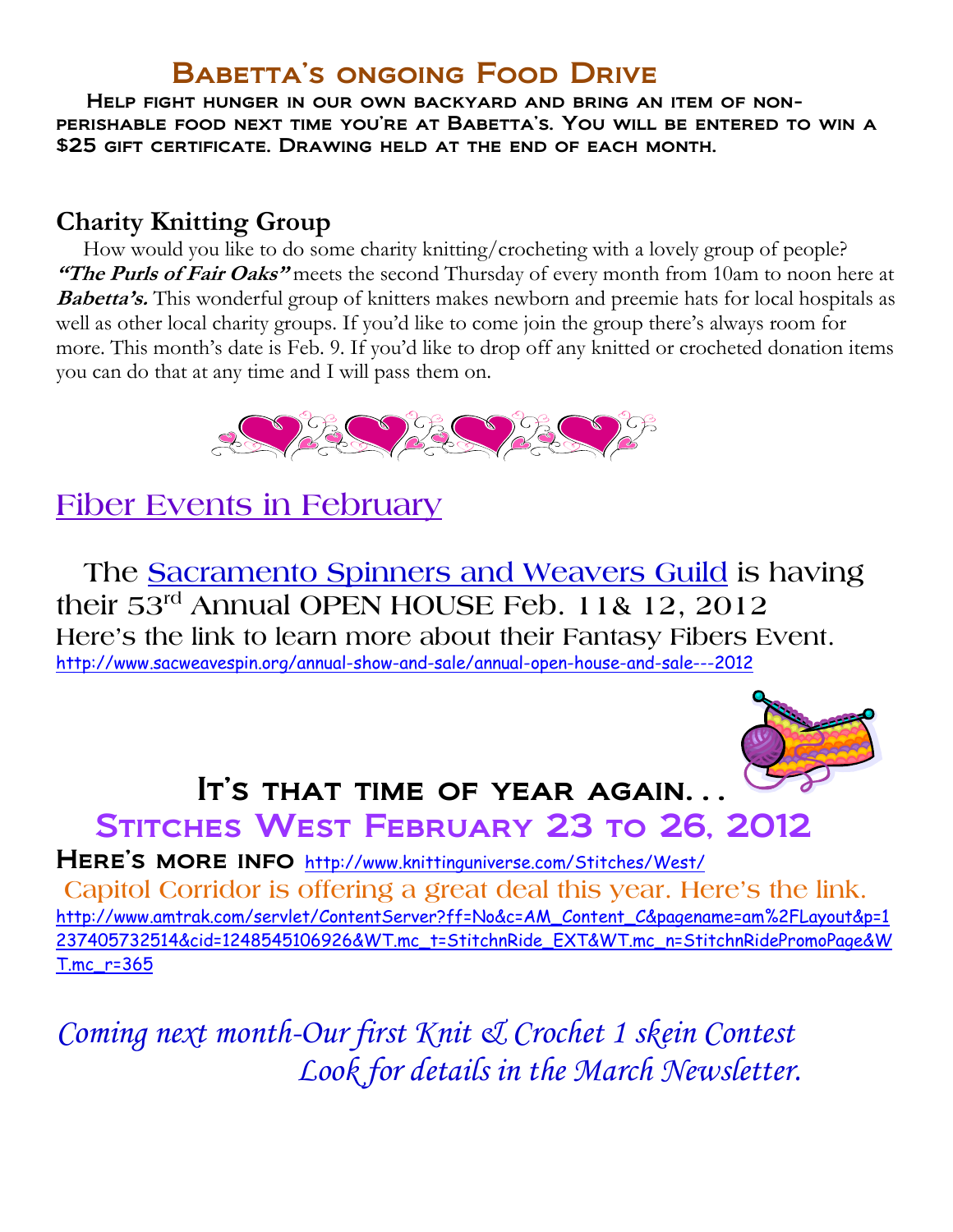## Babetta's ongoing Food Drive

Help fight hunger in our own backyard and bring an item of non-perishable food next time you're at Babetta's. You will be entered to win a $25 gift certificate. Drawing held at the end of each month.

### Charity Knitting Group

How would you like to do some charity knitting/crocheting with a lovely group of people? ***"The Purls of Fair Oaks"*** meets the second Thursday of every month from 10am to noon here at ***Babetta's.*** This wonderful group of knitters makes newborn and preemie hats for local hospitals as well as other local charity groups. If you'd like to come join the group there's always room for more. This month's date is Feb. 9. If you'd like to drop off any knitted or crocheted donation items you can do that at any time and I will pass them on.

## Fiber Events in February

The Sacramento Spinners and Weavers Guild is having their 53rd Annual OPEN HOUSE Feb. 11& 12, 2012
Here's the link to learn more about their Fantasy Fibers Event.
http://www.sacweavespin.org/annual-show-and-sale/annual-open-house-and-sale---2012

## It's that time of year again...

## Stitches West February 23 to 26, 2012

**Here's more info** http://www.knittinguniverse.com/Stitches/West/

Capitol Corridor is offering a great deal this year. Here's the link.
http://www.amtrak.com/servlet/ContentServer?ff=No&c=AM_Content_C&pagename=am%2FLayout&p=1237405732514&cid=1248545106926&WT.mc_t=StitchnRide_EXT&WT.mc_n=StitchnRidePromoPage&WT.mc_r=365

*Coming next month-Our first Knit & Crochet 1 skein Contest*
*Look for details in the March Newsletter.*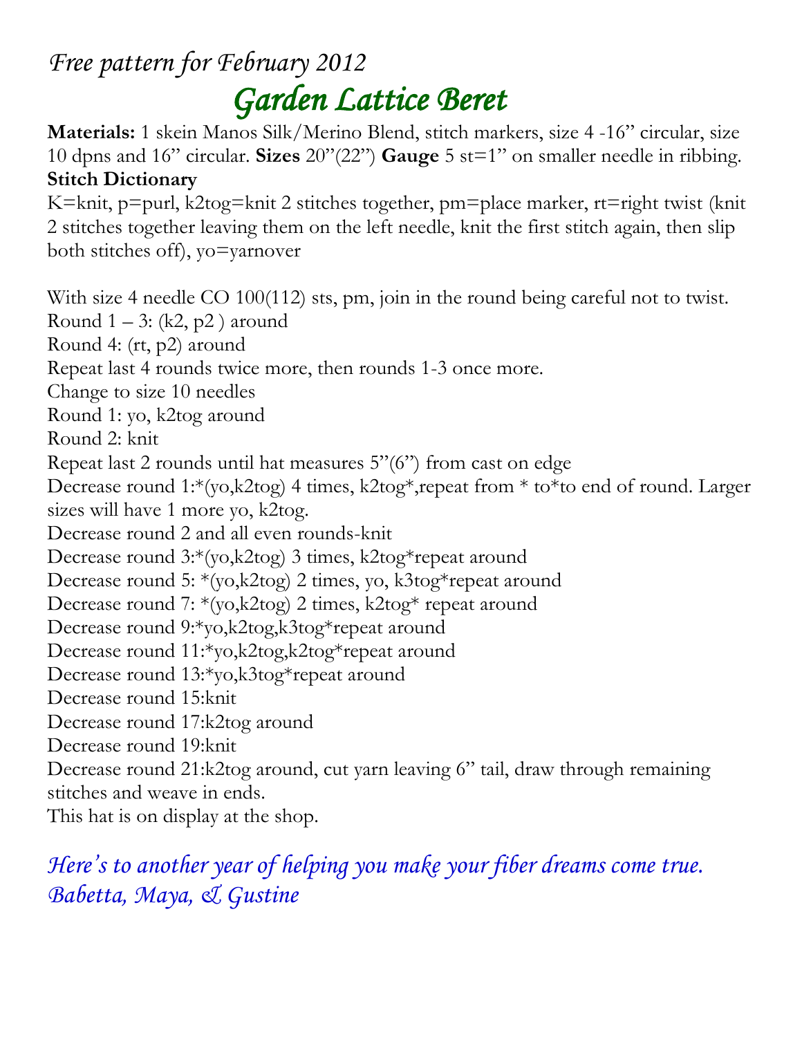*Free pattern for February 2012*

# *Garden Lattice Beret*

**Materials:** 1 skein Manos Silk/Merino Blend, stitch markers, size 4 -16" circular, size 10 dpns and 16" circular. **Sizes** 20"(22") **Gauge** 5 st=1" on smaller needle in ribbing.

**Stitch Dictionary**

K=knit, p=purl, k2tog=knit 2 stitches together, pm=place marker, rt=right twist (knit 2 stitches together leaving them on the left needle, knit the first stitch again, then slip both stitches off), yo=yarnover

With size 4 needle CO 100(112) sts, pm, join in the round being careful not to twist.
Round 1 – 3: (k2, p2 ) around
Round 4: (rt, p2) around
Repeat last 4 rounds twice more, then rounds 1-3 once more.
Change to size 10 needles
Round 1: yo, k2tog around
Round 2: knit
Repeat last 2 rounds until hat measures 5"(6") from cast on edge
Decrease round 1:*(yo,k2tog) 4 times, k2tog*,repeat from * to*to end of round. Larger sizes will have 1 more yo, k2tog.
Decrease round 2 and all even rounds-knit
Decrease round 3:*(yo,k2tog) 3 times, k2tog*repeat around
Decrease round 5: *(yo,k2tog) 2 times, yo, k3tog*repeat around
Decrease round 7: *(yo,k2tog) 2 times, k2tog* repeat around
Decrease round 9:*yo,k2tog,k3tog*repeat around
Decrease round 11:*yo,k2tog,k2tog*repeat around
Decrease round 13:*yo,k3tog*repeat around
Decrease round 15:knit
Decrease round 17:k2tog around
Decrease round 19:knit
Decrease round 21:k2tog around, cut yarn leaving 6" tail, draw through remaining stitches and weave in ends.
This hat is on display at the shop.

*Here's to another year of helping you make your fiber dreams come true.*
*Babetta, Maya, & Gustine*